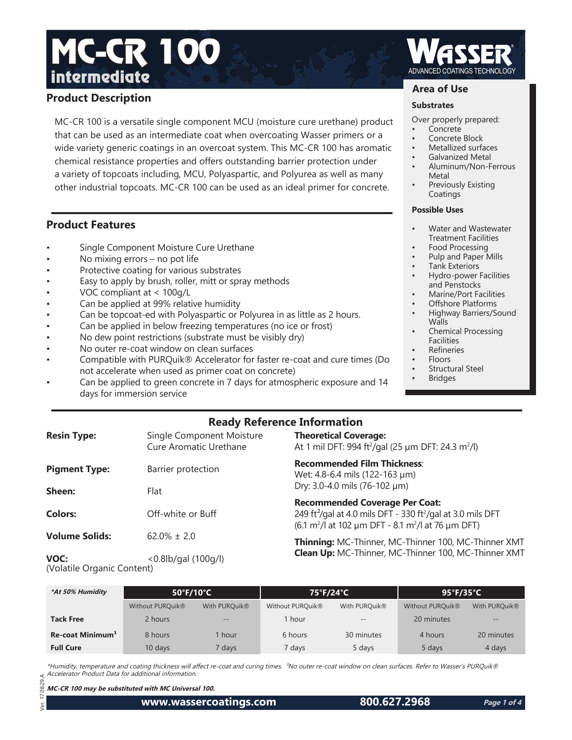# MC-CR 100 intermediate

WASSER® ADVANCED COATINGS TECHNOLOGY

## Product Description

MC-CR 100 is a versatile single component MCU (moisture cure urethane) product that can be used as an intermediate coat when overcoating Wasser primers or a wide variety generic coatings in an overcoat system. This MC-CR 100 has aromatic chemical resistance properties and offers outstanding barrier protection under a variety of topcoats including, MCU, Polyaspartic, and Polyurea as well as many other industrial topcoats. MC-CR 100 can be used as an ideal primer for concrete.

## Product Features

- Single Component Moisture Cure Urethane
- No mixing errors – no pot life
- Protective coating for various substrates
- Easy to apply by brush, roller, mitt or spray methods
- VOC compliant at < 100g/L
- Can be applied at 99% relative humidity
- Can be topcoat-ed with Polyaspartic or Polyurea in as little as 2 hours.
- Can be applied in below freezing temperatures (no ice or frost)
- No dew point restrictions (substrate must be visibly dry)
- No outer re-coat window on clean surfaces
- Compatible with PURQuik® Accelerator for faster re-coat and cure times (Do not accelerate when used as primer coat on concrete)
- Can be applied to green concrete in 7 days for atmospheric exposure and 14 days for immersion service

## Area of Use

### Substrates

Over properly prepared:

- Concrete
- Concrete Block
- Metallized surfaces
- Galvanized Metal
- Aluminum/Non-Ferrous Metal
- Previously Existing Coatings

### Possible Uses

- Water and Wastewater Treatment Facilities
- Food Processing
- Pulp and Paper Mills
- Tank Exteriors
- Hydro-power Facilities and Penstocks
- Marine/Port Facilities
- Offshore Platforms
- Highway Barriers/Sound Walls
- Chemical Processing Facilities
- Refineries
- Floors
- Structural Steel
- Bridges

## Ready Reference Information

**Resin Type:** Single Component Moisture Cure Aromatic Urethane

**Pigment Type:** Barrier protection

**Sheen:** Flat

**Colors:** Off-white or Buff

**Volume Solids:** 62.0% ± 2.0

**VOC:** (Volatile Organic Content) <0.8lb/gal (100g/l)

**Theoretical Coverage:**
At 1 mil DFT: 994 ft$^2$/gal (25 µm DFT: 24.3 m$^2$/l)

**Recommended Film Thickness**:
Wet: 4.8-6.4 mils (122-163 µm)
Dry: 3.0-4.0 mils (76-102 µm)

**Recommended Coverage Per Coat:**
249 ft$^2$/gal at 4.0 mils DFT - 330 ft$^2$/gal at 3.0 mils DFT
(6.1 m$^2$/l at 102 µm DFT - 8.1 m$^2$/l at 76 µm DFT)

**Thinning:** MC-Thinner, MC-Thinner 100, MC-Thinner XMT
**Clean Up:** MC-Thinner, MC-Thinner 100, MC-Thinner XMT

| *At 50% Humidity | 50°F/10°C | | 75°F/24°C | | 95°F/35°C | |
|---|---|---|---|---|---|---|
| | Without PURQuik® | With PURQuik® | Without PURQuik® | With PURQuik® | Without PURQuik® | With PURQuik® |
| **Tack Free** | 2 hours | -- | 1 hour | -- | 20 minutes | -- |
| **Re-coat Minimum[1]** | 8 hours | 1 hour | 6 hours | 30 minutes | 4 hours | 20 minutes |
| **Full Cure** | 10 days | 7 days | 7 days | 5 days | 5 days | 4 days |

*\*Humidity, temperature and coating thickness will affect re-coat and curing times. [1]No outer re-coat window on clean surfaces. Refer to Wasser's PURQuik® Accelerator Product Data for additional information.*

Ver. 17.08.29.A

***MC-CR 100 may be substituted with MC Universal 100.***

www.wassercoatings.com 800.627.2968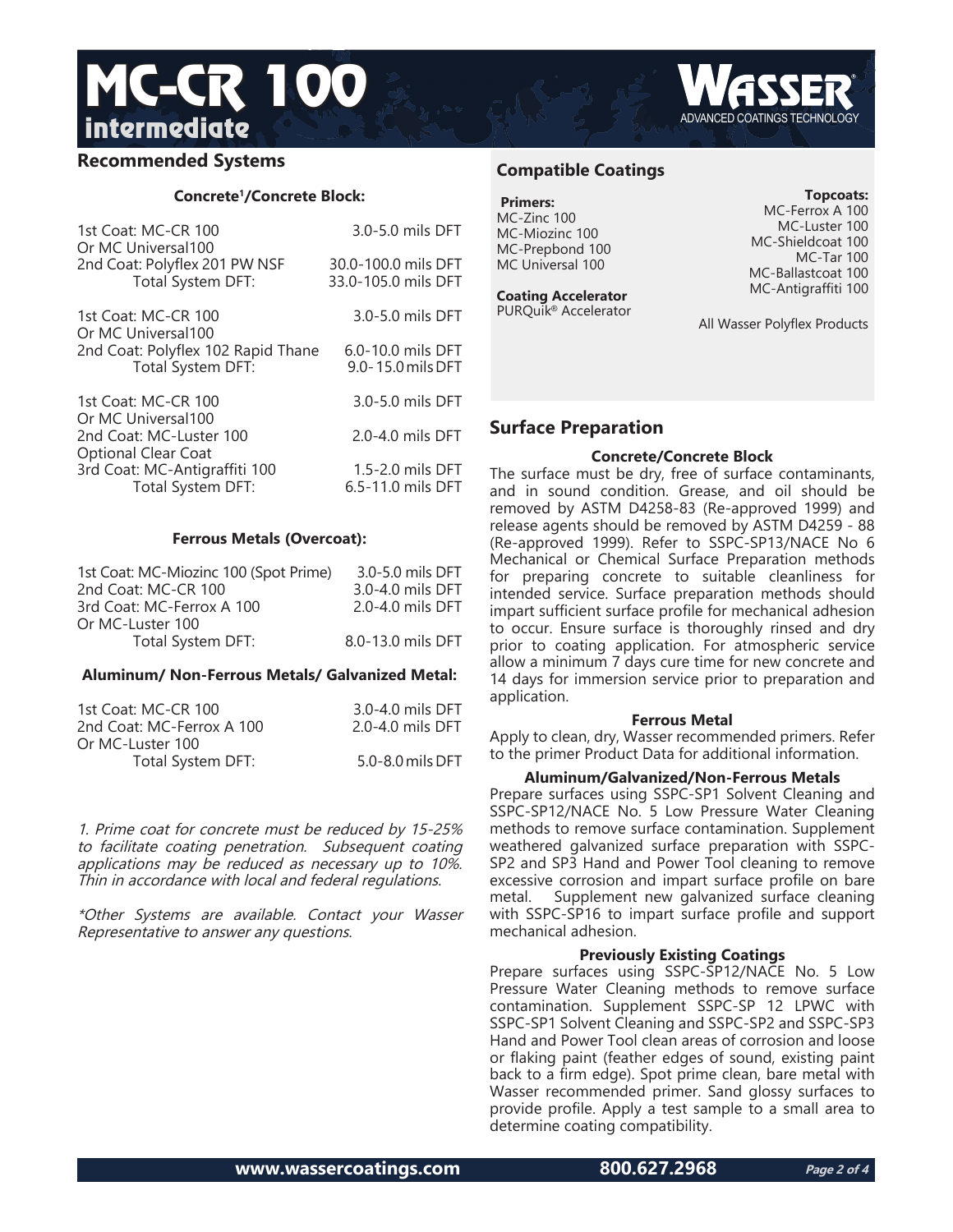# MC-CR 100 intermediate

## Recommended Systems

### Concrete[1]/Concrete Block:

| | |
|---|---|
| 1st Coat: MC-CR 100 Or MC Universal100 | 3.0-5.0 mils DFT |
| 2nd Coat: Polyflex 201 PW NSF | 30.0-100.0 mils DFT |
| Total System DFT: | 33.0-105.0 mils DFT |

| | |
|---|---|
| 1st Coat: MC-CR 100 Or MC Universal100 | 3.0-5.0 mils DFT |
| 2nd Coat: Polyflex 102 Rapid Thane | 6.0-10.0 mils DFT |
| Total System DFT: | 9.0-15.0 mils DFT |

| | |
|---|---|
| 1st Coat: MC-CR 100 Or MC Universal100 | 3.0-5.0 mils DFT |
| 2nd Coat: MC-Luster 100 | 2.0-4.0 mils DFT |
| Optional Clear Coat | |
| 3rd Coat: MC-Antigraffiti 100 | 1.5-2.0 mils DFT |
| Total System DFT: | 6.5-11.0 mils DFT |

### Ferrous Metals (Overcoat):

| | |
|---|---|
| 1st Coat: MC-Miozinc 100 (Spot Prime) | 3.0-5.0 mils DFT |
| 2nd Coat: MC-CR 100 | 3.0-4.0 mils DFT |
| 3rd Coat: MC-Ferrox A 100 Or MC-Luster 100 | 2.0-4.0 mils DFT |
| Total System DFT: | 8.0-13.0 mils DFT |

### Aluminum/ Non-Ferrous Metals/ Galvanized Metal:

| | |
|---|---|
| 1st Coat: MC-CR 100 | 3.0-4.0 mils DFT |
| 2nd Coat: MC-Ferrox A 100 Or MC-Luster 100 | 2.0-4.0 mils DFT |
| Total System DFT: | 5.0-8.0 mils DFT |

*1. Prime coat for concrete must be reduced by 15-25% to facilitate coating penetration. Subsequent coating applications may be reduced as necessary up to 10%. Thin in accordance with local and federal regulations.*

**Other Systems are available. Contact your Wasser Representative to answer any questions.*

## Compatible Coatings

**Primers:**
MC-Zinc 100
MC-Miozinc 100
MC-Prepbond 100
MC Universal 100

**Coating Accelerator**
PURQuik® Accelerator

**Topcoats:**
MC-Ferrox A 100
MC-Luster 100
MC-Shieldcoat 100
MC-Tar 100
MC-Ballastcoat 100
MC-Antigraffiti 100

All Wasser Polyflex Products

## Surface Preparation

### Concrete/Concrete Block

The surface must be dry, free of surface contaminants, and in sound condition. Grease, and oil should be removed by ASTM D4258-83 (Re-approved 1999) and release agents should be removed by ASTM D4259 - 88 (Re-approved 1999). Refer to SSPC-SP13/NACE No 6 Mechanical or Chemical Surface Preparation methods for preparing concrete to suitable cleanliness for intended service. Surface preparation methods should impart sufficient surface profile for mechanical adhesion to occur. Ensure surface is thoroughly rinsed and dry prior to coating application. For atmospheric service allow a minimum 7 days cure time for new concrete and 14 days for immersion service prior to preparation and application.

### Ferrous Metal

Apply to clean, dry, Wasser recommended primers. Refer to the primer Product Data for additional information.

### Aluminum/Galvanized/Non-Ferrous Metals

Prepare surfaces using SSPC-SP1 Solvent Cleaning and SSPC-SP12/NACE No. 5 Low Pressure Water Cleaning methods to remove surface contamination. Supplement weathered galvanized surface preparation with SSPC-SP2 and SP3 Hand and Power Tool cleaning to remove excessive corrosion and impart surface profile on bare metal. Supplement new galvanized surface cleaning with SSPC-SP16 to impart surface profile and support mechanical adhesion.

### Previously Existing Coatings

Prepare surfaces using SSPC-SP12/NACE No. 5 Low Pressure Water Cleaning methods to remove surface contamination. Supplement SSPC-SP 12 LPWC with SSPC-SP1 Solvent Cleaning and SSPC-SP2 and SSPC-SP3 Hand and Power Tool clean areas of corrosion and loose or flaking paint (feather edges of sound, existing paint back to a firm edge). Spot prime clean, bare metal with Wasser recommended primer. Sand glossy surfaces to provide profile. Apply a test sample to a small area to determine coating compatibility.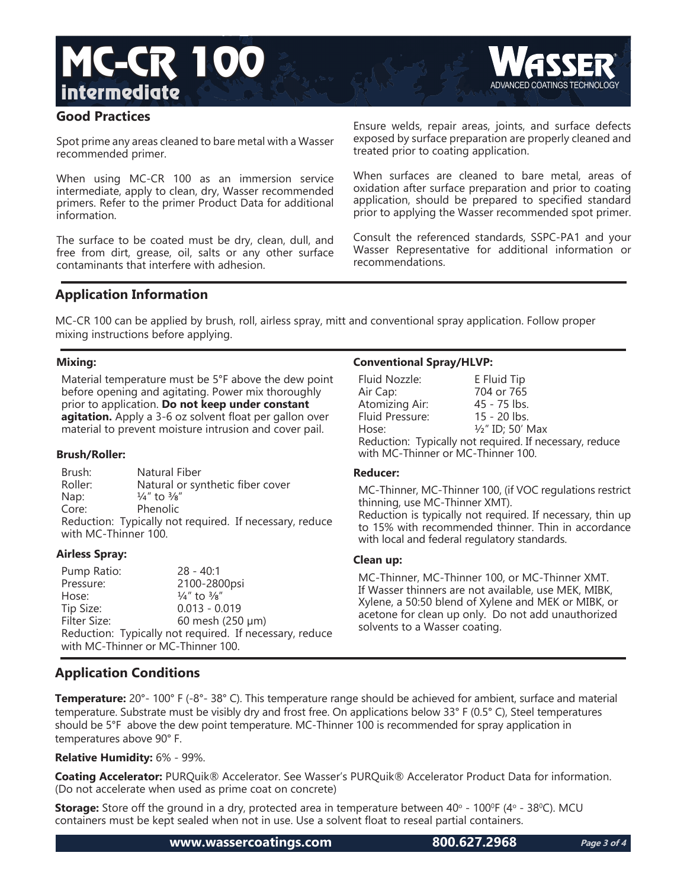# MC-CR 100 intermediate

## Good Practices

Spot prime any areas cleaned to bare metal with a Wasser recommended primer.

When using MC-CR 100 as an immersion service intermediate, apply to clean, dry, Wasser recommended primers. Refer to the primer Product Data for additional information.

The surface to be coated must be dry, clean, dull, and free from dirt, grease, oil, salts or any other surface contaminants that interfere with adhesion.

Ensure welds, repair areas, joints, and surface defects exposed by surface preparation are properly cleaned and treated prior to coating application.

When surfaces are cleaned to bare metal, areas of oxidation after surface preparation and prior to coating application, should be prepared to specified standard prior to applying the Wasser recommended spot primer.

Consult the referenced standards, SSPC-PA1 and your Wasser Representative for additional information or recommendations.

## Application Information

MC-CR 100 can be applied by brush, roll, airless spray, mitt and conventional spray application. Follow proper mixing instructions before applying.

### Mixing:

Material temperature must be 5°F above the dew point before opening and agitating. Power mix thoroughly prior to application. **Do not keep under constant agitation.** Apply a 3-6 oz solvent float per gallon over material to prevent moisture intrusion and cover pail.

### Brush/Roller:

| | |
|---|---|
| Brush: | Natural Fiber |
| Roller: | Natural or synthetic fiber cover |
| Nap: | ¼" to ⅜" |
| Core: | Phenolic |

Reduction: Typically not required. If necessary, reduce with MC-Thinner 100.

### Airless Spray:

| | |
|---|---|
| Pump Ratio: | 28 - 40:1 |
| Pressure: | 2100-2800psi |
| Hose: | ¼" to ⅜" |
| Tip Size: | 0.013 - 0.019 |
| Filter Size: | 60 mesh (250 μm) |

Reduction: Typically not required. If necessary, reduce with MC-Thinner or MC-Thinner 100.

### Conventional Spray/HLVP:

| | |
|---|---|
| Fluid Nozzle: | E Fluid Tip |
| Air Cap: | 704 or 765 |
| Atomizing Air: | 45 - 75 lbs. |
| Fluid Pressure: | 15 - 20 lbs. |
| Hose: | ½" ID; 50' Max |

Reduction: Typically not required. If necessary, reduce with MC-Thinner or MC-Thinner 100.

### Reducer:

MC-Thinner, MC-Thinner 100, (if VOC regulations restrict thinning, use MC-Thinner XMT).
Reduction is typically not required. If necessary, thin up to 15% with recommended thinner. Thin in accordance with local and federal regulatory standards.

### Clean up:

MC-Thinner, MC-Thinner 100, or MC-Thinner XMT. If Wasser thinners are not available, use MEK, MIBK, Xylene, a 50:50 blend of Xylene and MEK or MIBK, or acetone for clean up only. Do not add unauthorized solvents to a Wasser coating.

## Application Conditions

**Temperature:** 20°- 100° F (-8°- 38° C). This temperature range should be achieved for ambient, surface and material temperature. Substrate must be visibly dry and frost free. On applications below 33° F (0.5° C), Steel temperatures should be 5°F above the dew point temperature. MC-Thinner 100 is recommended for spray application in temperatures above 90° F.

**Relative Humidity:** 6% - 99%.

**Coating Accelerator:** PURQuik® Accelerator. See Wasser's PURQuik® Accelerator Product Data for information. (Do not accelerate when used as prime coat on concrete)

**Storage:** Store off the ground in a dry, protected area in temperature between 40° - 100°F (4° - 38°C). MCU containers must be kept sealed when not in use. Use a solvent float to reseal partial containers.

www.wassercoatings.com 800.627.2968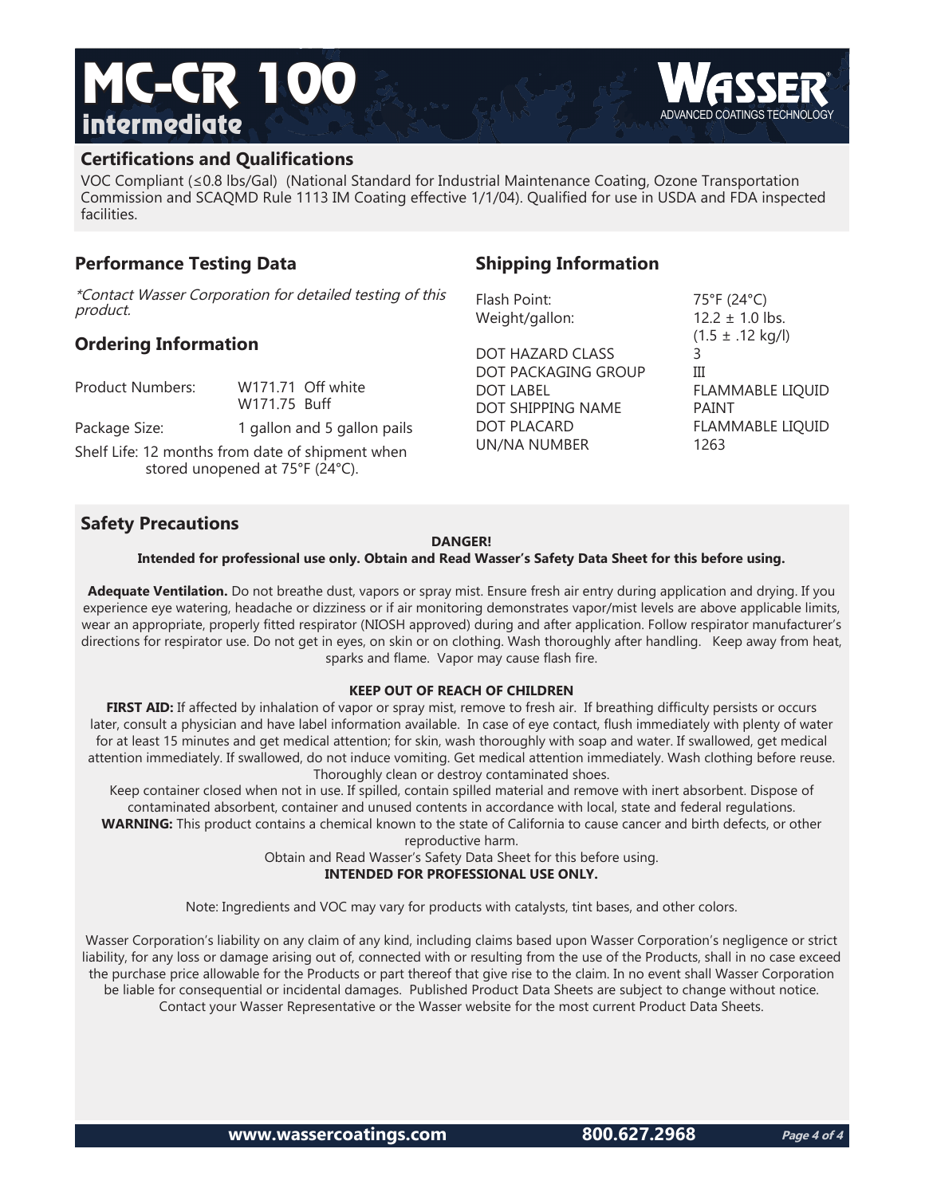# MC-CR 100 intermediate

## Certifications and Qualifications

VOC Compliant (≤0.8 lbs/Gal) (National Standard for Industrial Maintenance Coating, Ozone Transportation Commission and SCAQMD Rule 1113 IM Coating effective 1/1/04). Qualified for use in USDA and FDA inspected facilities.

## Performance Testing Data

*\*Contact Wasser Corporation for detailed testing of this product.*

## Ordering Information

| | |
|---|---|
| Product Numbers: | W171.71 Off white<br>W171.75 Buff |
| Package Size: | 1 gallon and 5 gallon pails |

Shelf Life: 12 months from date of shipment when stored unopened at 75°F (24°C).

## Shipping Information

| | |
|---|---|
| Flash Point: | 75°F (24°C) |
| Weight/gallon: | 12.2 ± 1.0 lbs. (1.5 ± .12 kg/l) |
| DOT HAZARD CLASS | 3 |
| DOT PACKAGING GROUP | III |
| DOT LABEL | FLAMMABLE LIQUID |
| DOT SHIPPING NAME | PAINT |
| DOT PLACARD | FLAMMABLE LIQUID |
| UN/NA NUMBER | 1263 |

## Safety Precautions

**DANGER!**

**Intended for professional use only. Obtain and Read Wasser's Safety Data Sheet for this before using.**

**Adequate Ventilation.** Do not breathe dust, vapors or spray mist. Ensure fresh air entry during application and drying. If you experience eye watering, headache or dizziness or if air monitoring demonstrates vapor/mist levels are above applicable limits, wear an appropriate, properly fitted respirator (NIOSH approved) during and after application. Follow respirator manufacturer's directions for respirator use. Do not get in eyes, on skin or on clothing. Wash thoroughly after handling. Keep away from heat, sparks and flame. Vapor may cause flash fire.

**KEEP OUT OF REACH OF CHILDREN**

**FIRST AID:** If affected by inhalation of vapor or spray mist, remove to fresh air. If breathing difficulty persists or occurs later, consult a physician and have label information available. In case of eye contact, flush immediately with plenty of water for at least 15 minutes and get medical attention; for skin, wash thoroughly with soap and water. If swallowed, get medical attention immediately. If swallowed, do not induce vomiting. Get medical attention immediately. Wash clothing before reuse. Thoroughly clean or destroy contaminated shoes.

Keep container closed when not in use. If spilled, contain spilled material and remove with inert absorbent. Dispose of contaminated absorbent, container and unused contents in accordance with local, state and federal regulations.

**WARNING:** This product contains a chemical known to the state of California to cause cancer and birth defects, or other reproductive harm.

Obtain and Read Wasser's Safety Data Sheet for this before using.

**INTENDED FOR PROFESSIONAL USE ONLY.**

Note: Ingredients and VOC may vary for products with catalysts, tint bases, and other colors.

Wasser Corporation's liability on any claim of any kind, including claims based upon Wasser Corporation's negligence or strict liability, for any loss or damage arising out of, connected with or resulting from the use of the Products, shall in no case exceed the purchase price allowable for the Products or part thereof that give rise to the claim. In no event shall Wasser Corporation be liable for consequential or incidental damages. Published Product Data Sheets are subject to change without notice. Contact your Wasser Representative or the Wasser website for the most current Product Data Sheets.

www.wassercoatings.com 800.627.2968